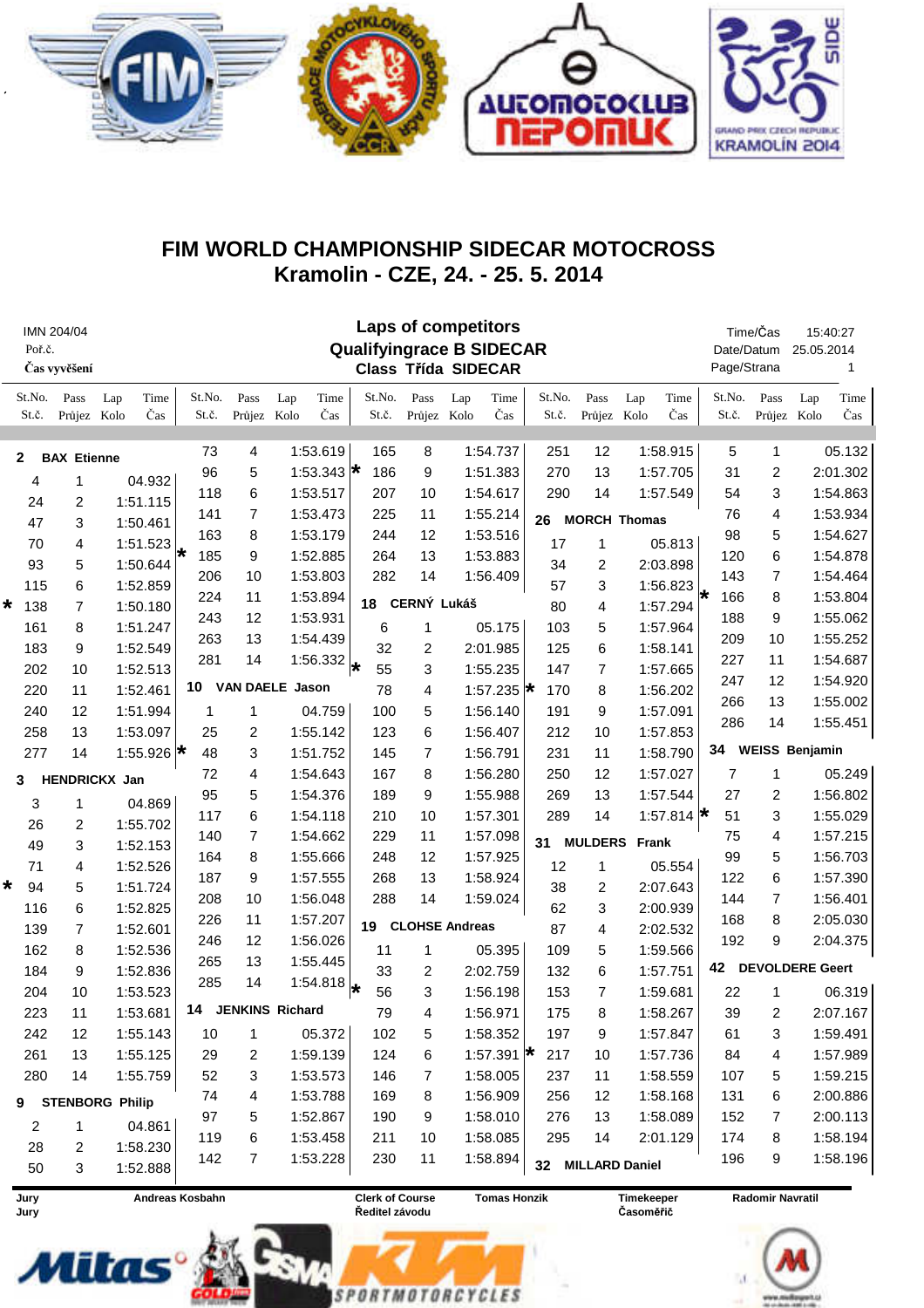# FIM WORLD CHAMPIONSHIP SIDECAR MOTOCROSS
## Kramolin - CZE, 24. - 25. 5. 2014

IMN 204/04
Poř.č.
Čas vyvěšení

**Laps of competitors**
**Qualifyingrace B SIDECAR**
**Class Třída SIDECAR**

Time/Čas 15:40:27
Date/Datum 25.05.2014
Page/Strana 1

St.No. / St.č. — Pass / Průjez — Lap / Kolo — Time / Čas

### 2 BAX Etienne

| Pass | Lap | Time |
|---|---|---|
| 4 | 1 | 04.932 |
| 24 | 2 | 1:51.115 |
| 47 | 3 | 1:50.461 |
| 70 | 4 | 1:51.523 |
| 93 | 5 | 1:50.644 |
| 115 | 6 | 1:52.859 |
| * 138 | 7 | 1:50.180 |
| 161 | 8 | 1:51.247 |
| 183 | 9 | 1:52.549 |
| 202 | 10 | 1:52.513 |
| 220 | 11 | 1:52.461 |
| 240 | 12 | 1:51.994 |
| 258 | 13 | 1:53.097 |
| 277 | 14 | 1:55.926 |

### 3 HENDRICKX Jan

| Pass | Lap | Time |
|---|---|---|
| 3 | 1 | 04.869 |
| 26 | 2 | 1:55.702 |
| 49 | 3 | 1:52.153 |
| 71 | 4 | 1:52.526 |
| * 94 | 5 | 1:51.724 |
| 116 | 6 | 1:52.825 |
| 139 | 7 | 1:52.601 |
| 162 | 8 | 1:52.536 |
| 184 | 9 | 1:52.836 |
| 204 | 10 | 1:53.523 |
| 223 | 11 | 1:53.681 |
| 242 | 12 | 1:55.143 |
| 261 | 13 | 1:55.125 |
| 280 | 14 | 1:55.759 |

### 9 STENBORG Philip

| Pass | Lap | Time |
|---|---|---|
| 2 | 1 | 04.861 |
| 28 | 2 | 1:58.230 |
| 50 | 3 | 1:52.888 |
| 73 | 4 | 1:53.619 |
| 96 | 5 | 1:53.343 |
| 118 | 6 | 1:53.517 |
| 141 | 7 | 1:53.473 |
| 163 | 8 | 1:53.179 |
| * 185 | 9 | 1:52.885 |
| 206 | 10 | 1:53.803 |
| 224 | 11 | 1:53.894 |
| 243 | 12 | 1:53.931 |
| 263 | 13 | 1:54.439 |
| 281 | 14 | 1:56.332 |

### 10 VAN DAELE Jason

| Pass | Lap | Time |
|---|---|---|
| 1 | 1 | 04.759 |
| 25 | 2 | 1:55.142 |
| * 48 | 3 | 1:51.752 |
| 72 | 4 | 1:54.643 |
| 95 | 5 | 1:54.376 |
| 117 | 6 | 1:54.118 |
| 140 | 7 | 1:54.662 |
| 164 | 8 | 1:55.666 |
| 187 | 9 | 1:57.555 |
| 208 | 10 | 1:56.048 |
| 226 | 11 | 1:57.207 |
| 246 | 12 | 1:56.026 |
| 265 | 13 | 1:55.445 |
| 285 | 14 | 1:54.818 |

### 14 JENKINS Richard

| Pass | Lap | Time |
|---|---|---|
| 10 | 1 | 05.372 |
| 29 | 2 | 1:59.139 |
| 52 | 3 | 1:53.573 |
| 74 | 4 | 1:53.788 |
| 97 | 5 | 1:52.867 |
| 119 | 6 | 1:53.458 |
| 142 | 7 | 1:53.228 |
| 165 | 8 | 1:54.737 |
| * 186 | 9 | 1:51.383 |
| 207 | 10 | 1:54.617 |
| 225 | 11 | 1:55.214 |
| 244 | 12 | 1:53.516 |
| 264 | 13 | 1:53.883 |
| 282 | 14 | 1:56.409 |

### 18 CERNÝ Lukáš

| Pass | Lap | Time |
|---|---|---|
| 6 | 1 | 05.175 |
| 32 | 2 | 2:01.985 |
| * 55 | 3 | 1:55.235 |
| 78 | 4 | 1:57.235 |
| 100 | 5 | 1:56.140 |
| 123 | 6 | 1:56.407 |
| 145 | 7 | 1:56.791 |
| 167 | 8 | 1:56.280 |
| 189 | 9 | 1:55.988 |
| 210 | 10 | 1:57.301 |
| 229 | 11 | 1:57.098 |
| 248 | 12 | 1:57.925 |
| 268 | 13 | 1:58.924 |
| 288 | 14 | 1:59.024 |

### 19 CLOHSE Andreas

| Pass | Lap | Time |
|---|---|---|
| 11 | 1 | 05.395 |
| 33 | 2 | 2:02.759 |
| * 56 | 3 | 1:56.198 |
| 79 | 4 | 1:56.971 |
| 102 | 5 | 1:58.352 |
| 124 | 6 | 1:57.391 |
| 146 | 7 | 1:58.005 |
| 169 | 8 | 1:56.909 |
| 190 | 9 | 1:58.010 |
| 211 | 10 | 1:58.085 |
| 230 | 11 | 1:58.894 |
| 251 | 12 | 1:58.915 |
| 270 | 13 | 1:57.705 |
| 290 | 14 | 1:57.549 |

### 26 MORCH Thomas

| Pass | Lap | Time |
|---|---|---|
| 17 | 1 | 05.813 |
| 34 | 2 | 2:03.898 |
| 57 | 3 | 1:56.823 |
| 80 | 4 | 1:57.294 |
| 103 | 5 | 1:57.964 |
| 125 | 6 | 1:58.141 |
| 147 | 7 | 1:57.665 |
| * 170 | 8 | 1:56.202 |
| 191 | 9 | 1:57.091 |
| 212 | 10 | 1:57.853 |
| 231 | 11 | 1:58.790 |
| 250 | 12 | 1:57.027 |
| 269 | 13 | 1:57.544 |
| 289 | 14 | 1:57.814 |

### 31 MULDERS Frank

| Pass | Lap | Time |
|---|---|---|
| 12 | 1 | 05.554 |
| 38 | 2 | 2:07.643 |
| 62 | 3 | 2:00.939 |
| 87 | 4 | 2:02.532 |
| 109 | 5 | 1:59.566 |
| 132 | 6 | 1:57.751 |
| 153 | 7 | 1:59.681 |
| 175 | 8 | 1:58.267 |
| 197 | 9 | 1:57.847 |
| * 217 | 10 | 1:57.736 |
| 237 | 11 | 1:58.559 |
| 256 | 12 | 1:58.168 |
| 276 | 13 | 1:58.089 |
| 295 | 14 | 2:01.129 |

### 32 MILLARD Daniel

| Pass | Lap | Time |
|---|---|---|
| 5 | 1 | 05.132 |
| 31 | 2 | 2:01.302 |
| 54 | 3 | 1:54.863 |
| 76 | 4 | 1:53.934 |
| 98 | 5 | 1:54.627 |
| 120 | 6 | 1:54.878 |
| 143 | 7 | 1:54.464 |
| * 166 | 8 | 1:53.804 |
| 188 | 9 | 1:55.062 |
| 209 | 10 | 1:55.252 |
| 227 | 11 | 1:54.687 |
| 247 | 12 | 1:54.920 |
| 266 | 13 | 1:55.002 |
| 286 | 14 | 1:55.451 |

### 34 WEISS Benjamin

| Pass | Lap | Time |
|---|---|---|
| 7 | 1 | 05.249 |
| 27 | 2 | 1:56.802 |
| * 51 | 3 | 1:55.029 |
| 75 | 4 | 1:57.215 |
| 99 | 5 | 1:56.703 |
| 122 | 6 | 1:57.390 |
| 144 | 7 | 1:56.401 |
| 168 | 8 | 2:05.030 |
| 192 | 9 | 2:04.375 |

### 42 DEVOLDERE Geert

| Pass | Lap | Time |
|---|---|---|
| 22 | 1 | 06.319 |
| 39 | 2 | 2:07.167 |
| 61 | 3 | 1:59.491 |
| 84 | 4 | 1:57.989 |
| 107 | 5 | 1:59.215 |
| 131 | 6 | 2:00.886 |
| 152 | 7 | 2:00.113 |
| 174 | 8 | 1:58.194 |
| 196 | 9 | 1:58.196 |

Jury / Jury: Andreas Kosbahn — Clerk of Course / Ředitel závodu: Tomas Honzik — Timekeeper / Časoměřič: Radomir Navratil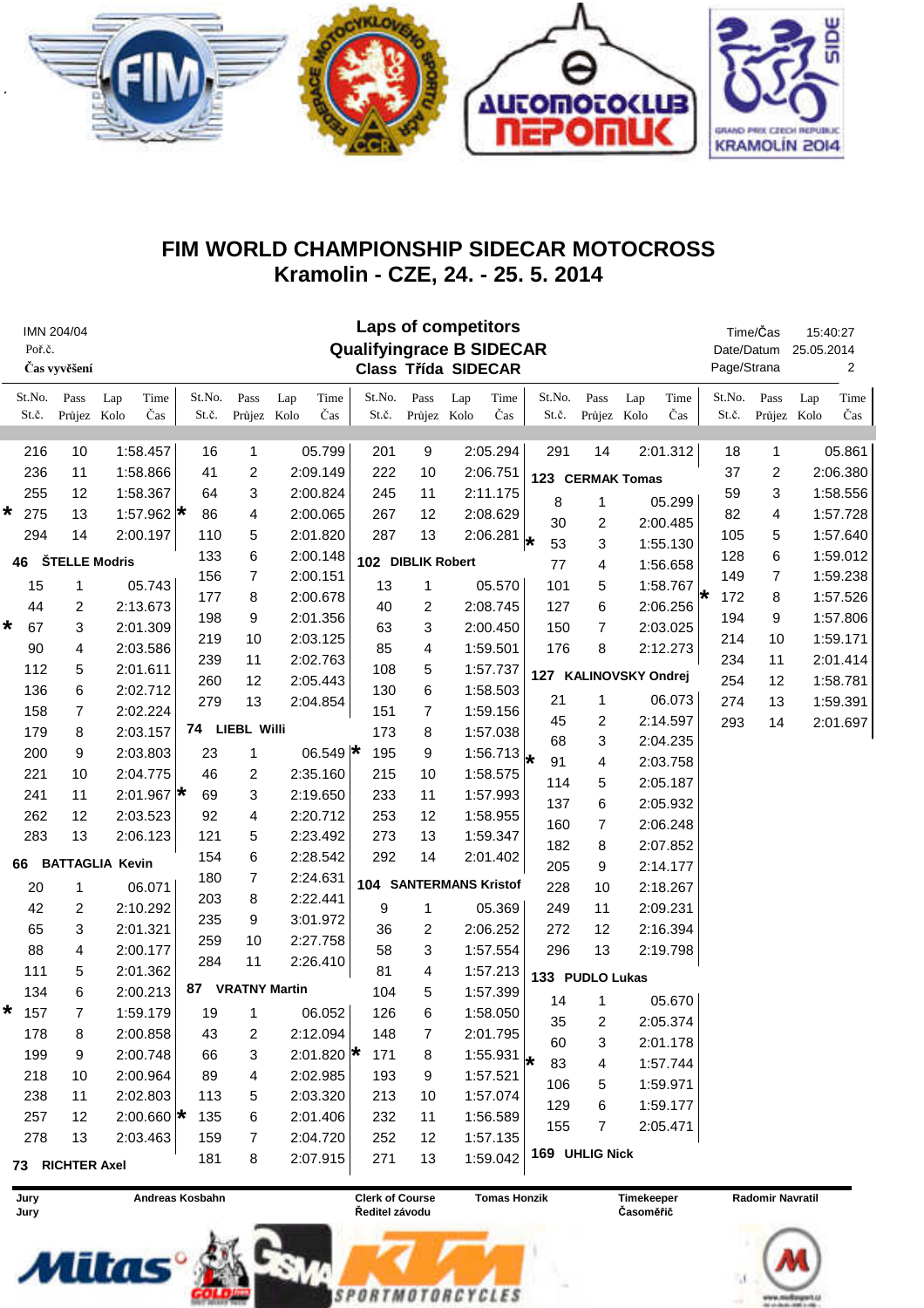# FIM WORLD CHAMPIONSHIP SIDECAR MOTOCROSS
## Kramolin - CZE, 24. - 25. 5. 2014

IMN 204/04
Poř.č.
Čas vyvěšení

**Laps of competitors**
**Qualifyingrace B SIDECAR**
**Class Třída SIDECAR**

Time/Čas 15:40:27
Date/Datum 25.05.2014

| St.No. St.č. | Pass Průjez | Lap Kolo | Time Čas |
|---|---|---|---|
| 216 | 10 | | 1:58.457 |
| 236 | 11 | | 1:58.866 |
| 255 | 12 | | 1:58.367 |
| * 275 | 13 | | 1:57.962 |
| 294 | 14 | | 2:00.197 |
| **46 ŠTELLE Modris** | | | |
| 15 | 1 | | 05.743 |
| 44 | 2 | | 2:13.673 |
| * 67 | 3 | | 2:01.309 |
| 90 | 4 | | 2:03.586 |
| 112 | 5 | | 2:01.611 |
| 136 | 6 | | 2:02.712 |
| 158 | 7 | | 2:02.224 |
| 179 | 8 | | 2:03.157 |
| 200 | 9 | | 2:03.803 |
| 221 | 10 | | 2:04.775 |
| 241 | 11 | | 2:01.967 |
| 262 | 12 | | 2:03.523 |
| 283 | 13 | | 2:06.123 |
| **66 BATTAGLIA Kevin** | | | |
| 20 | 1 | | 06.071 |
| 42 | 2 | | 2:10.292 |
| 65 | 3 | | 2:01.321 |
| 88 | 4 | | 2:00.177 |
| 111 | 5 | | 2:01.362 |
| 134 | 6 | | 2:00.213 |
| * 157 | 7 | | 1:59.179 |
| 178 | 8 | | 2:00.858 |
| 199 | 9 | | 2:00.748 |
| 218 | 10 | | 2:00.964 |
| 238 | 11 | | 2:02.803 |
| 257 | 12 | | 2:00.660 |
| 278 | 13 | | 2:03.463 |
| **73 RICHTER Axel** | | | |
| 16 | 1 | | 05.799 |
| 41 | 2 | | 2:09.149 |
| 64 | 3 | | 2:00.824 |
| * 86 | 4 | | 2:00.065 |
| 110 | 5 | | 2:01.820 |
| 133 | 6 | | 2:00.148 |
| 156 | 7 | | 2:00.151 |
| 177 | 8 | | 2:00.678 |
| 198 | 9 | | 2:01.356 |
| 219 | 10 | | 2:03.125 |
| 239 | 11 | | 2:02.763 |
| 260 | 12 | | 2:05.443 |
| 279 | 13 | | 2:04.854 |
| **74 LIEBL Willi** | | | |
| 23 | 1 | | 06.549 |
| 46 | 2 | | 2:35.160 |
| * 69 | 3 | | 2:19.650 |
| 92 | 4 | | 2:20.712 |
| 121 | 5 | | 2:23.492 |
| 154 | 6 | | 2:28.542 |
| 180 | 7 | | 2:24.631 |
| 203 | 8 | | 2:22.441 |
| 235 | 9 | | 3:01.972 |
| 259 | 10 | | 2:27.758 |
| 284 | 11 | | 2:26.410 |
| **87 VRATNY Martin** | | | |
| 19 | 1 | | 06.052 |
| 43 | 2 | | 2:12.094 |
| * 66 | 3 | | 2:01.820 |
| 89 | 4 | | 2:02.985 |
| 113 | 5 | | 2:03.320 |
| * 135 | 6 | | 2:01.406 |
| 159 | 7 | | 2:04.720 |
| 181 | 8 | | 2:07.915 |
| 201 | 9 | | 2:05.294 |
| 222 | 10 | | 2:06.751 |
| 245 | 11 | | 2:11.175 |
| 267 | 12 | | 2:08.629 |
| 287 | 13 | | 2:06.281 |
| **102 DIBLIK Robert** | | | |
| 13 | 1 | | 05.570 |
| 40 | 2 | | 2:08.745 |
| 63 | 3 | | 2:00.450 |
| 85 | 4 | | 1:59.501 |
| 108 | 5 | | 1:57.737 |
| 130 | 6 | | 1:58.503 |
| 151 | 7 | | 1:59.156 |
| 173 | 8 | | 1:57.038 |
| * 195 | 9 | | 1:56.713 |
| 215 | 10 | | 1:58.575 |
| 233 | 11 | | 1:57.993 |
| 253 | 12 | | 1:58.955 |
| 273 | 13 | | 1:59.347 |
| 292 | 14 | | 2:01.402 |
| **104 SANTERMANS Kristof** | | | |
| 9 | 1 | | 05.369 |
| 36 | 2 | | 2:06.252 |
| 58 | 3 | | 1:57.554 |
| 81 | 4 | | 1:57.213 |
| 104 | 5 | | 1:57.399 |
| 126 | 6 | | 1:58.050 |
| 148 | 7 | | 2:01.795 |
| * 171 | 8 | | 1:55.931 |
| 193 | 9 | | 1:57.521 |
| 213 | 10 | | 1:57.074 |
| 232 | 11 | | 1:56.589 |
| 252 | 12 | | 1:57.135 |
| 271 | 13 | | 1:59.042 |
| 291 | 14 | | 2:01.312 |
| **123 CERMAK Tomas** | | | |
| 8 | 1 | | 05.299 |
| 30 | 2 | | 2:00.485 |
| * 53 | 3 | | 1:55.130 |
| 77 | 4 | | 1:56.658 |
| 101 | 5 | | 1:58.767 |
| 127 | 6 | | 2:06.256 |
| 150 | 7 | | 2:03.025 |
| 176 | 8 | | 2:12.273 |
| **127 KALINOVSKY Ondrej** | | | |
| 21 | 1 | | 06.073 |
| 45 | 2 | | 2:14.597 |
| 68 | 3 | | 2:04.235 |
| * 91 | 4 | | 2:03.758 |
| 114 | 5 | | 2:05.187 |
| 137 | 6 | | 2:05.932 |
| 160 | 7 | | 2:06.248 |
| 182 | 8 | | 2:07.852 |
| 205 | 9 | | 2:14.177 |
| 228 | 10 | | 2:18.267 |
| 249 | 11 | | 2:09.231 |
| 272 | 12 | | 2:16.394 |
| 296 | 13 | | 2:19.798 |
| **133 PUDLO Lukas** | | | |
| 14 | 1 | | 05.670 |
| 35 | 2 | | 2:05.374 |
| 60 | 3 | | 2:01.178 |
| * 83 | 4 | | 1:57.744 |
| 106 | 5 | | 1:59.971 |
| 129 | 6 | | 1:59.177 |
| 155 | 7 | | 2:05.471 |
| **169 UHLIG Nick** | | | |
| 18 | 1 | | 05.861 |
| 37 | 2 | | 2:06.380 |
| 59 | 3 | | 1:58.556 |
| 82 | 4 | | 1:57.728 |
| 105 | 5 | | 1:57.640 |
| 128 | 6 | | 1:59.012 |
| 149 | 7 | | 1:59.238 |
| * 172 | 8 | | 1:57.526 |
| 194 | 9 | | 1:57.806 |
| 214 | 10 | | 1:59.171 |
| 234 | 11 | | 2:01.414 |
| 254 | 12 | | 1:58.781 |
| 274 | 13 | | 1:59.391 |
| 293 | 14 | | 2:01.697 |

Jury / Jury: Andreas Kosbahn
Clerk of Course / Ředitel závodu: Tomas Honzik
Timekeeper / Časoměřič: Radomir Navratil